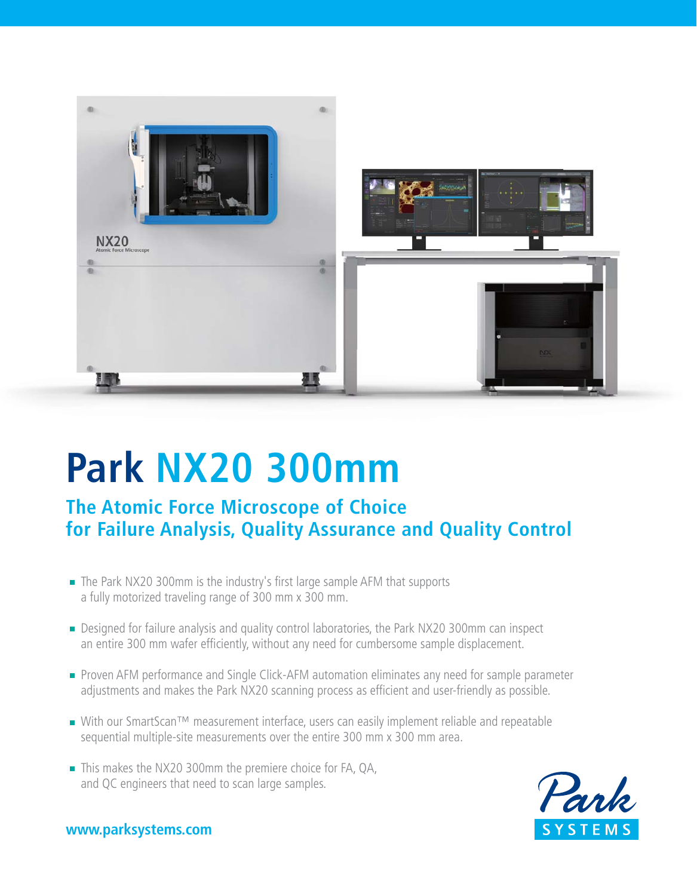# Park NX20 300mm

## The Atomic Force Microscope of Choice for Failure Analysis, Quality Assurance and Quality Control

- The Park NX20 300mm is the industry's first large sample AFM that supports a fully motorized traveling range of 300 mm x 300 mm.
- Designed for failure analysis and quality control laboratories, the Park NX20 300mm can inspect an entire 300 mm wafer efficiently, without any need for cumbersome sample displacement.
- Proven AFM performance and Single Click-AFM automation eliminates any need for sample parameter adjustments and makes the Park NX20 scanning process as efficient and user-friendly as possible.
- With our SmartScan™ measurement interface, users can easily implement reliable and repeatable sequential multiple-site measurements over the entire 300 mm x 300 mm area.
- This makes the NX20 300mm the premiere choice for FA, QA, and QC engineers that need to scan large samples.

**www.parksystems.com**

Park SYSTEMS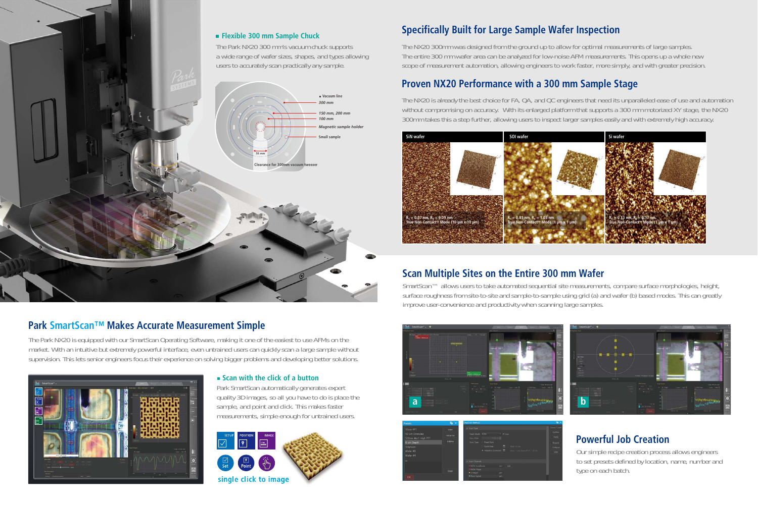## Flexible 300 mm Sample Chuck

The Park NX20 300 mm's vacuum chuck supports a wide range of wafer sizes, shapes, and types allowing users to accurately scan practically any sample.

- Vacuum line
- 300 mm
- 150 mm, 200 mm
- 100 mm
- Magnetic sample holder
- Small sample
- 56 mm
- Clearance for 300mm vacuum tweezer

## Specifically Built for Large Sample Wafer Inspection

The NX20 300mm was designed from the ground up to allow for optimal measurements of large samples. The entire 300 mm wafer area can be analyzed for low-noise AFM measurements. This opens up a whole new scope of measurement automation, allowing engineers to work faster, more simply, and with greater precision.

## Proven NX20 Performance with a 300 mm Sample Stage

The NX20 is already the best choice for FA, QA, and QC engineers that need its unparalleled ease of use and automation without compromising on accuracy. With its enlarged platform that supports a 300 mm motorized XY stage, the NX20 300mm takes this a step further, allowing users to inspect larger samples easily and with extremely high accuracy.

| SiN wafer | SOI wafer | Si wafer |
|---|---|---|
| $R_a$ = 0.07 nm, $R_q$ = 0.09 nm<br>True Non-Contact™ Mode (10 µm x 10 µm) | $R_a$ = 0.81 nm, $R_q$ = 1.03 nm<br>True Non-Contact™ Mode (1 µm x 1 µm) | $R_a$ = 0.13 nm, $R_q$ = 0.17 nm<br>True Non-Contact™ Mode (1 µm x 1 µm) |

## Scan Multiple Sites on the Entire 300 mm Wafer

SmartScan™ allows users to take automated sequential site measurements, compare surface morphologies, height, surface roughness from site-to-site and sample-to-sample using grid (a) and wafer (b) based modes. This can greatly improve user-convenience and productivity when scanning large samples.

a

b

## Park SmartScan™ Makes Accurate Measurement Simple

The Park NX20 is equipped with our SmartScan Operating Software, making it one of the easiest to use AFMs on the market. With an intuitive but extremely powerful interface, even untrained users can quickly scan a large sample without supervision. This lets senior engineers focus their experience on solving bigger problems and developing better solutions.

### Scan with the click of a button

Park SmartScan automatically generates expert quality 3D images, so all you have to do is place the sample, and point and click. This makes faster measurements, simple enough for untrained users.

SETUP · POSITION · IMAGE

Set · Point

single click to image

## Powerful Job Creation

Our simple recipe creation process allows engineers to set presets defined by location, name, number and type on each batch.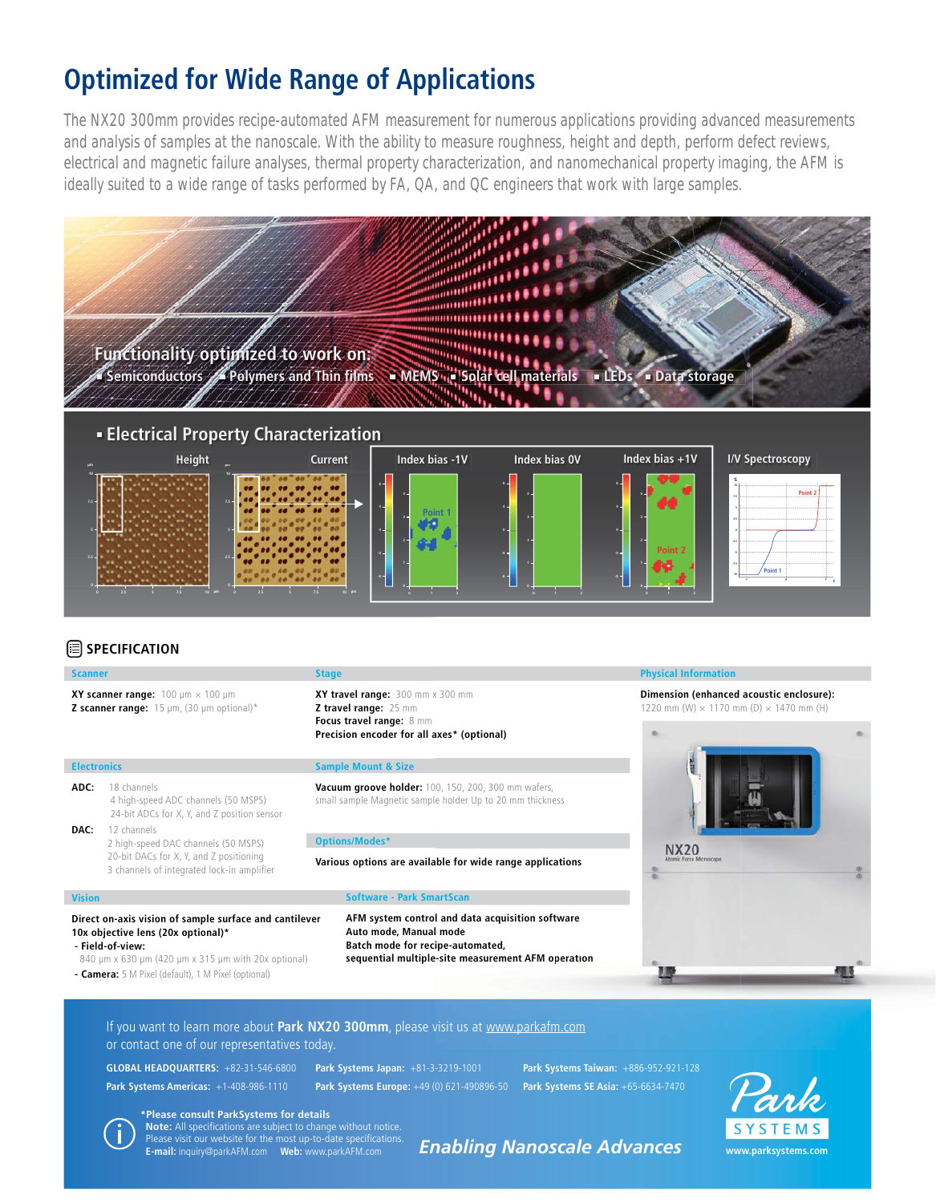# Optimized for Wide Range of Applications

The NX20 300mm provides recipe-automated AFM measurement for numerous applications providing advanced measurements and analysis of samples at the nanoscale. With the ability to measure roughness, height and depth, perform defect reviews, electrical and magnetic failure analyses, thermal property characterization, and nanomechanical property imaging, the AFM is ideally suited to a wide range of tasks performed by FA, QA, and QC engineers that work with large samples.

Functionality optimized to work on:

- Semiconductors
- Polymers and Thin films
- MEMS
- Solar cell materials
- LEDs
- Data storage

## Electrical Property Characterization

Height

Current

Index bias -1V

Index bias 0V

Index bias +1V

I/V Spectroscopy

Point 1

Point 2

## SPECIFICATION

### Scanner

**XY scanner range:** 100 μm × 100 μm
**Z scanner range:** 15 μm, (30 μm optional)*

### Stage

**XY travel range:** 300 mm x 300 mm
**Z travel range:** 25 mm
**Focus travel range:** 8 mm
**Precision encoder for all axes* (optional)**

### Physical Information

**Dimension (enhanced acoustic enclosure):**
1220 mm (W) × 1170 mm (D) × 1470 mm (H)

NX20
Atomic Force Microscope

### Electronics

**ADC:** 18 channels
4 high-speed ADC channels (50 MSPS)
24-bit ADCs for X, Y, and Z position sensor

**DAC:** 12 channels
2 high-speed DAC channels (50 MSPS)
20-bit DACs for X, Y, and Z positioning
3 channels of integrated lock-in amplifier

### Sample Mount & Size

**Vacuum groove holder:** 100, 150, 200, 300 mm wafers, small sample Magnetic sample holder Up to 20 mm thickness

### Options/Modes*

**Various options are available for wide range applications**

### Vision

**Direct on-axis vision of sample surface and cantilever**
**10x objective lens (20x optional)***
- **Field-of-view:** 840 μm x 630 μm (420 μm x 315 μm with 20x optional)
- **Camera:** 5 M Pixel (default), 1 M Pixel (optional)

### Software - Park SmartScan

**AFM system control and data acquisition software**
**Auto mode, Manual mode**
**Batch mode for recipe-automated, sequential multiple-site measurement AFM operation**

---

If you want to learn more about **Park NX20 300mm**, please visit us at www.parkafm.com or contact one of our representatives today.

**GLOBAL HEADQUARTERS:** +82-31-546-6800
**Park Systems Americas:** +1-408-986-1110
**Park Systems Japan:** +81-3-3219-1001
**Park Systems Europe:** +49 (0) 621-490896-50
**Park Systems Taiwan:** +886-952-921-128
**Park Systems SE Asia:** +65-6634-7470

*Please consult ParkSystems for details
**Note:** All specifications are subject to change without notice.
Please visit our website for the most up-to-date specifications.
**E-mail:** inquiry@parkAFM.com **Web:** www.parkAFM.com

*Enabling Nanoscale Advances*

Park SYSTEMS
www.parksystems.com